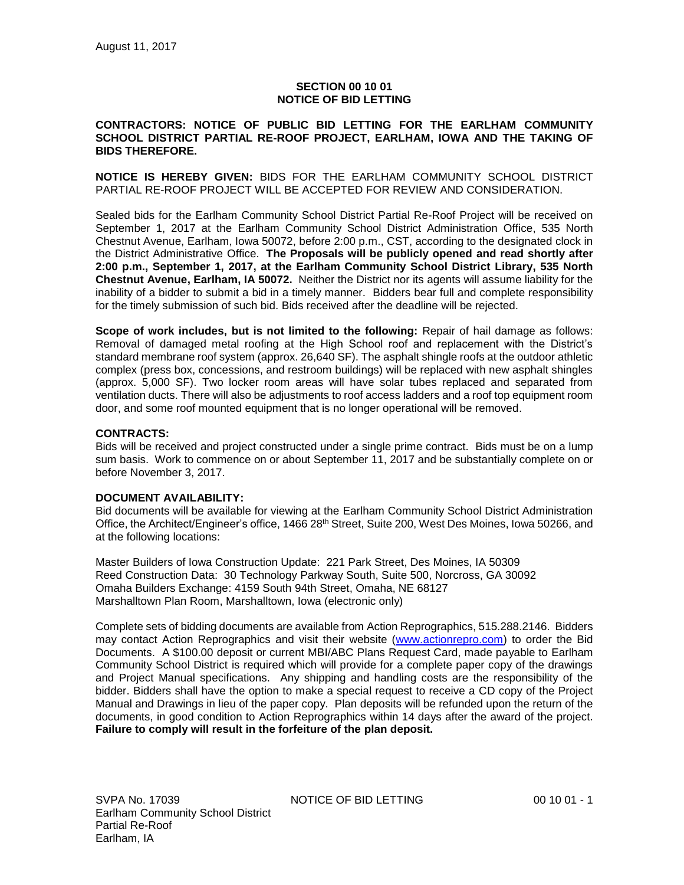August 11, 2017

## SECTION 00 10 01
## NOTICE OF BID LETTING

**CONTRACTORS: NOTICE OF PUBLIC BID LETTING FOR THE EARLHAM COMMUNITY SCHOOL DISTRICT PARTIAL RE-ROOF PROJECT, EARLHAM, IOWA AND THE TAKING OF BIDS THEREFORE.**

**NOTICE IS HEREBY GIVEN:** BIDS FOR THE EARLHAM COMMUNITY SCHOOL DISTRICT PARTIAL RE-ROOF PROJECT WILL BE ACCEPTED FOR REVIEW AND CONSIDERATION.

Sealed bids for the Earlham Community School District Partial Re-Roof Project will be received on September 1, 2017 at the Earlham Community School District Administration Office, 535 North Chestnut Avenue, Earlham, Iowa 50072, before 2:00 p.m., CST, according to the designated clock in the District Administrative Office. **The Proposals will be publicly opened and read shortly after 2:00 p.m., September 1, 2017, at the Earlham Community School District Library, 535 North Chestnut Avenue, Earlham, IA 50072.** Neither the District nor its agents will assume liability for the inability of a bidder to submit a bid in a timely manner. Bidders bear full and complete responsibility for the timely submission of such bid. Bids received after the deadline will be rejected.

**Scope of work includes, but is not limited to the following:** Repair of hail damage as follows: Removal of damaged metal roofing at the High School roof and replacement with the District's standard membrane roof system (approx. 26,640 SF). The asphalt shingle roofs at the outdoor athletic complex (press box, concessions, and restroom buildings) will be replaced with new asphalt shingles (approx. 5,000 SF). Two locker room areas will have solar tubes replaced and separated from ventilation ducts. There will also be adjustments to roof access ladders and a roof top equipment room door, and some roof mounted equipment that is no longer operational will be removed.

**CONTRACTS:**
Bids will be received and project constructed under a single prime contract. Bids must be on a lump sum basis. Work to commence on or about September 11, 2017 and be substantially complete on or before November 3, 2017.

**DOCUMENT AVAILABILITY:**
Bid documents will be available for viewing at the Earlham Community School District Administration Office, the Architect/Engineer's office, 1466 28th Street, Suite 200, West Des Moines, Iowa 50266, and at the following locations:

Master Builders of Iowa Construction Update: 221 Park Street, Des Moines, IA 50309
Reed Construction Data: 30 Technology Parkway South, Suite 500, Norcross, GA 30092
Omaha Builders Exchange: 4159 South 94th Street, Omaha, NE 68127
Marshalltown Plan Room, Marshalltown, Iowa (electronic only)

Complete sets of bidding documents are available from Action Reprographics, 515.288.2146. Bidders may contact Action Reprographics and visit their website (www.actionrepro.com) to order the Bid Documents. A $100.00 deposit or current MBI/ABC Plans Request Card, made payable to Earlham Community School District is required which will provide for a complete paper copy of the drawings and Project Manual specifications. Any shipping and handling costs are the responsibility of the bidder. Bidders shall have the option to make a special request to receive a CD copy of the Project Manual and Drawings in lieu of the paper copy. Plan deposits will be refunded upon the return of the documents, in good condition to Action Reprographics within 14 days after the award of the project. **Failure to comply will result in the forfeiture of the plan deposit.**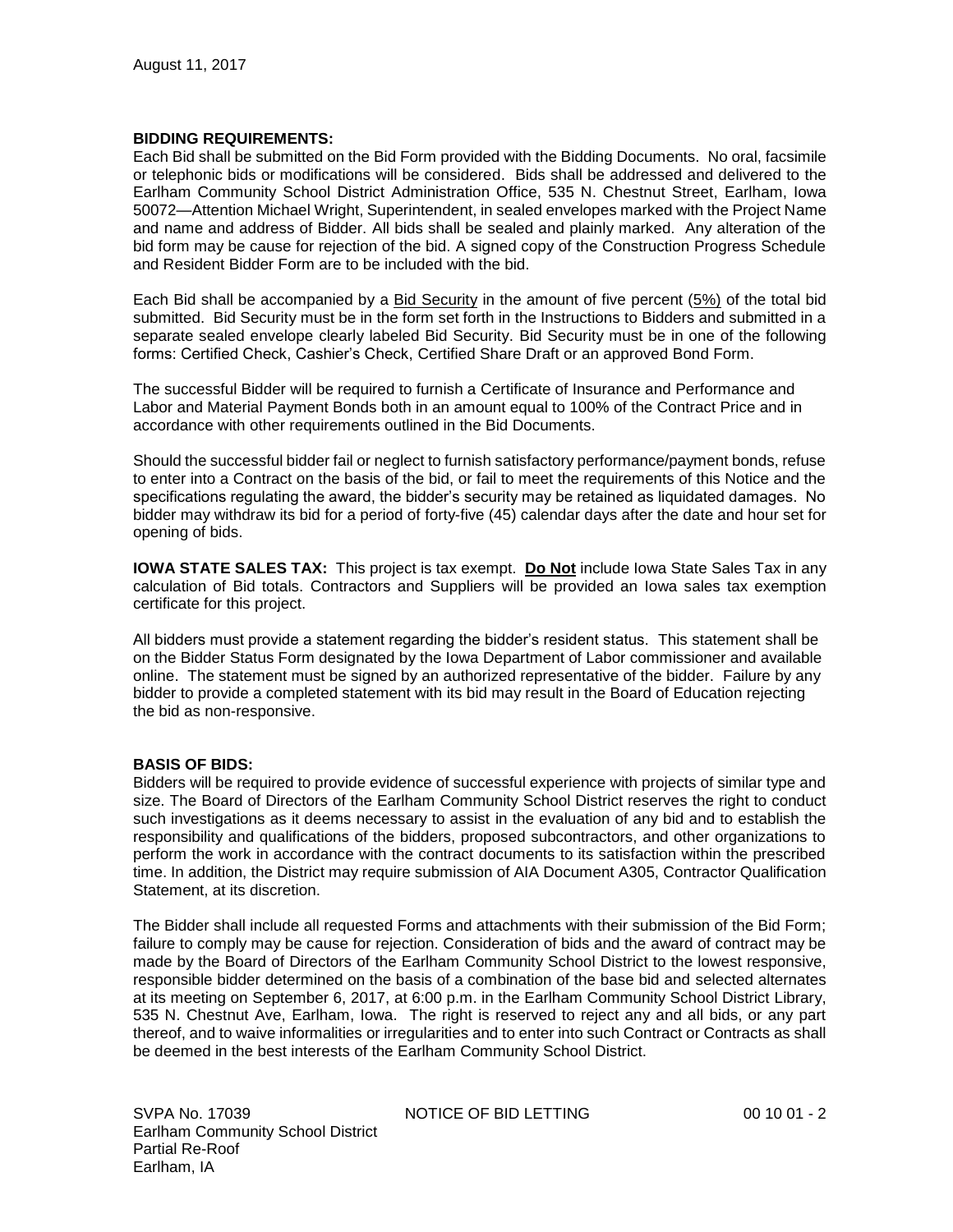August 11, 2017

**BIDDING REQUIREMENTS:**
Each Bid shall be submitted on the Bid Form provided with the Bidding Documents. No oral, facsimile or telephonic bids or modifications will be considered. Bids shall be addressed and delivered to the Earlham Community School District Administration Office, 535 N. Chestnut Street, Earlham, Iowa 50072—Attention Michael Wright, Superintendent, in sealed envelopes marked with the Project Name and name and address of Bidder. All bids shall be sealed and plainly marked. Any alteration of the bid form may be cause for rejection of the bid. A signed copy of the Construction Progress Schedule and Resident Bidder Form are to be included with the bid.

Each Bid shall be accompanied by a Bid Security in the amount of five percent (5%) of the total bid submitted. Bid Security must be in the form set forth in the Instructions to Bidders and submitted in a separate sealed envelope clearly labeled Bid Security. Bid Security must be in one of the following forms: Certified Check, Cashier's Check, Certified Share Draft or an approved Bond Form.

The successful Bidder will be required to furnish a Certificate of Insurance and Performance and Labor and Material Payment Bonds both in an amount equal to 100% of the Contract Price and in accordance with other requirements outlined in the Bid Documents.

Should the successful bidder fail or neglect to furnish satisfactory performance/payment bonds, refuse to enter into a Contract on the basis of the bid, or fail to meet the requirements of this Notice and the specifications regulating the award, the bidder's security may be retained as liquidated damages. No bidder may withdraw its bid for a period of forty-five (45) calendar days after the date and hour set for opening of bids.

**IOWA STATE SALES TAX:** This project is tax exempt. **Do Not** include Iowa State Sales Tax in any calculation of Bid totals. Contractors and Suppliers will be provided an Iowa sales tax exemption certificate for this project.

All bidders must provide a statement regarding the bidder's resident status. This statement shall be on the Bidder Status Form designated by the Iowa Department of Labor commissioner and available online. The statement must be signed by an authorized representative of the bidder. Failure by any bidder to provide a completed statement with its bid may result in the Board of Education rejecting the bid as non-responsive.

**BASIS OF BIDS:**
Bidders will be required to provide evidence of successful experience with projects of similar type and size. The Board of Directors of the Earlham Community School District reserves the right to conduct such investigations as it deems necessary to assist in the evaluation of any bid and to establish the responsibility and qualifications of the bidders, proposed subcontractors, and other organizations to perform the work in accordance with the contract documents to its satisfaction within the prescribed time. In addition, the District may require submission of AIA Document A305, Contractor Qualification Statement, at its discretion.

The Bidder shall include all requested Forms and attachments with their submission of the Bid Form; failure to comply may be cause for rejection. Consideration of bids and the award of contract may be made by the Board of Directors of the Earlham Community School District to the lowest responsive, responsible bidder determined on the basis of a combination of the base bid and selected alternates at its meeting on September 6, 2017, at 6:00 p.m. in the Earlham Community School District Library, 535 N. Chestnut Ave, Earlham, Iowa. The right is reserved to reject any and all bids, or any part thereof, and to waive informalities or irregularities and to enter into such Contract or Contracts as shall be deemed in the best interests of the Earlham Community School District.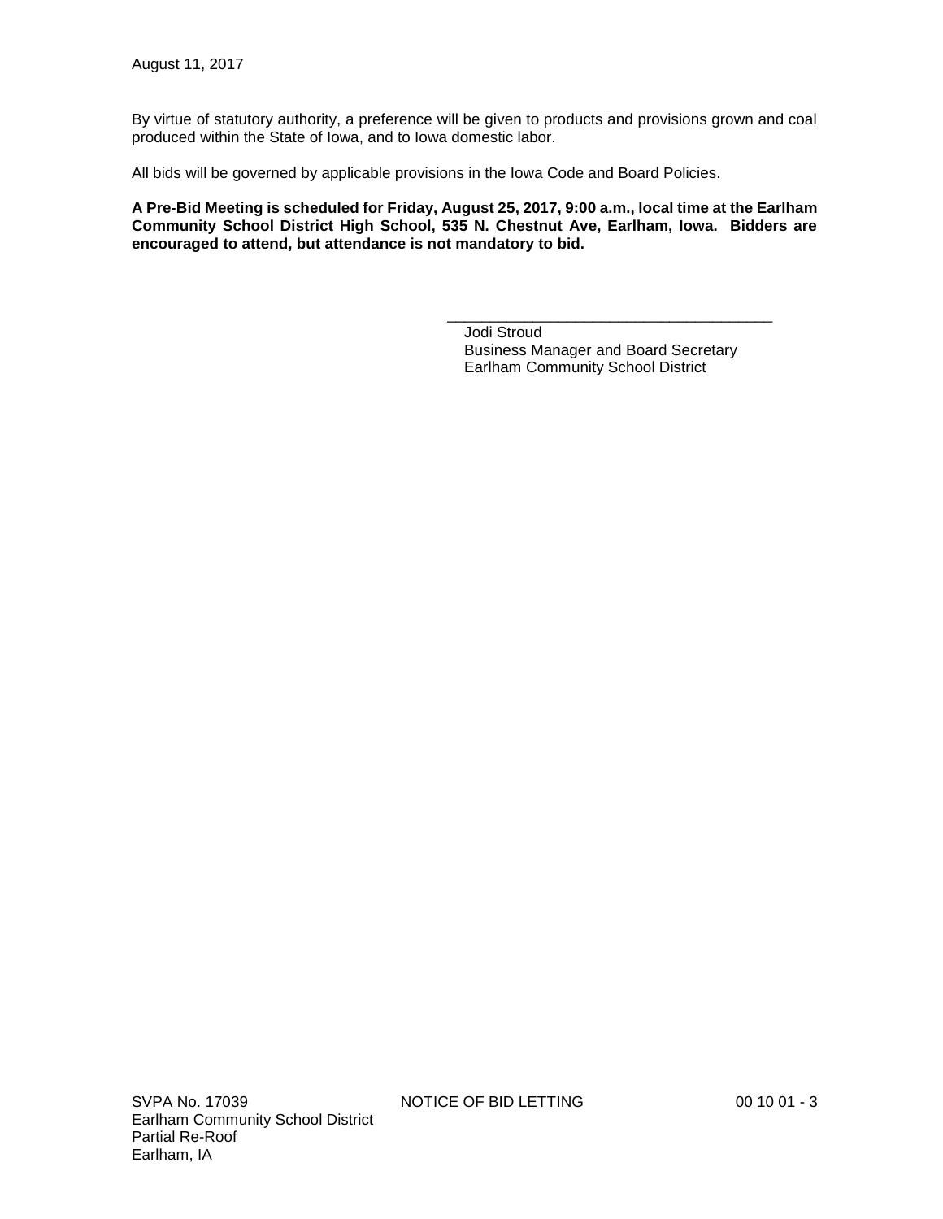August 11, 2017

By virtue of statutory authority, a preference will be given to products and provisions grown and coal produced within the State of Iowa, and to Iowa domestic labor.

All bids will be governed by applicable provisions in the Iowa Code and Board Policies.

**A Pre-Bid Meeting is scheduled for Friday, August 25, 2017, 9:00 a.m., local time at the Earlham Community School District High School, 535 N. Chestnut Ave, Earlham, Iowa. Bidders are encouraged to attend, but attendance is not mandatory to bid.**

_______________________________________

Jodi Stroud
Business Manager and Board Secretary
Earlham Community School District